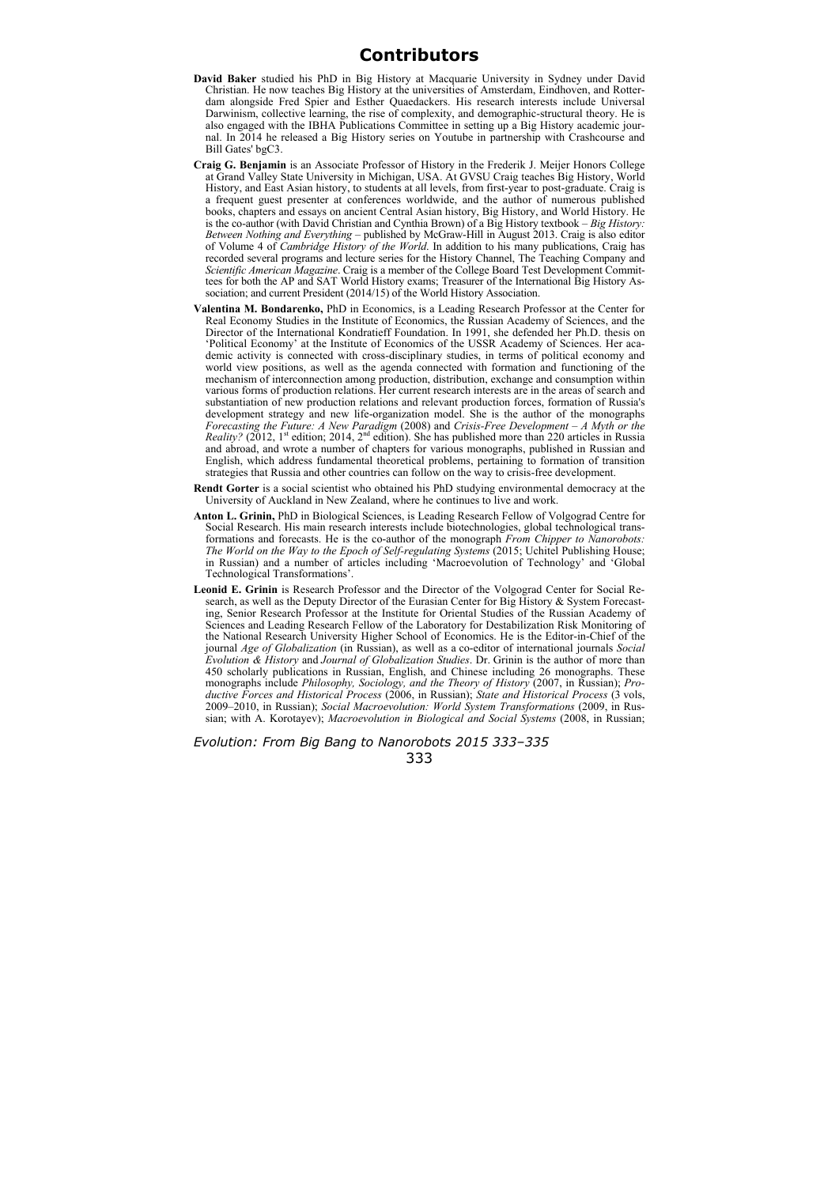# Contributors

**David Baker** studied his PhD in Big History at Macquarie University in Sydney under David Christian. He now teaches Big History at the universities of Amsterdam, Eindhoven, and Rotterdam alongside Fred Spier and Esther Quaedackers. His research interests include Universal Darwinism, collective learning, the rise of complexity, and demographic-structural theory. He is also engaged with the IBHA Publications Committee in setting up a Big History academic journal. In 2014 he released a Big History series on Youtube in partnership with Crashcourse and Bill Gates' bgC3.

**Craig G. Benjamin** is an Associate Professor of History in the Frederik J. Meijer Honors College at Grand Valley State University in Michigan, USA. At GVSU Craig teaches Big History, World History, and East Asian history, to students at all levels, from first-year to post-graduate. Craig is a frequent guest presenter at conferences worldwide, and the author of numerous published books, chapters and essays on ancient Central Asian history, Big History, and World History. He is the co-author (with David Christian and Cynthia Brown) of a Big History textbook – *Big History: Between Nothing and Everything* – published by McGraw-Hill in August 2013. Craig is also editor of Volume 4 of *Cambridge History of the World*. In addition to his many publications, Craig has recorded several programs and lecture series for the History Channel, The Teaching Company and *Scientific American Magazine*. Craig is a member of the College Board Test Development Committees for both the AP and SAT World History exams; Treasurer of the International Big History Association; and current President (2014/15) of the World History Association.

**Valentina M. Bondarenko,** PhD in Economics, is a Leading Research Professor at the Center for Real Economy Studies in the Institute of Economics, the Russian Academy of Sciences, and the Director of the International Kondratieff Foundation. In 1991, she defended her Ph.D. thesis on 'Political Economy' at the Institute of Economics of the USSR Academy of Sciences. Her academic activity is connected with cross-disciplinary studies, in terms of political economy and world view positions, as well as the agenda connected with formation and functioning of the mechanism of interconnection among production, distribution, exchange and consumption within various forms of production relations. Her current research interests are in the areas of search and substantiation of new production relations and relevant production forces, formation of Russia's development strategy and new life-organization model. She is the author of the monographs *Forecasting the Future: A New Paradigm* (2008) and *Crisis-Free Development – A Myth or the Reality?* (2012, 1st edition; 2014, 2nd edition). She has published more than 220 articles in Russia and abroad, and wrote a number of chapters for various monographs, published in Russian and English, which address fundamental theoretical problems, pertaining to formation of transition strategies that Russia and other countries can follow on the way to crisis-free development.

**Rendt Gorter** is a social scientist who obtained his PhD studying environmental democracy at the University of Auckland in New Zealand, where he continues to live and work.

**Anton L. Grinin,** PhD in Biological Sciences, is Leading Research Fellow of Volgograd Centre for Social Research. His main research interests include biotechnologies, global technological transformations and forecasts. He is the co-author of the monograph *From Chipper to Nanorobots: The World on the Way to the Epoch of Self-regulating Systems* (2015; Uchitel Publishing House; in Russian) and a number of articles including 'Macroevolution of Technology' and 'Global Technological Transformations'.

**Leonid E. Grinin** is Research Professor and the Director of the Volgograd Center for Social Research, as well as the Deputy Director of the Eurasian Center for Big History & System Forecasting, Senior Research Professor at the Institute for Oriental Studies of the Russian Academy of Sciences and Leading Research Fellow of the Laboratory for Destabilization Risk Monitoring of the National Research University Higher School of Economics. He is the Editor-in-Chief of the journal *Age of Globalization* (in Russian), as well as a co-editor of international journals *Social Evolution & History* and *Journal of Globalization Studies*. Dr. Grinin is the author of more than 450 scholarly publications in Russian, English, and Chinese including 26 monographs. These monographs include *Philosophy, Sociology, and the Theory of History* (2007, in Russian); *Productive Forces and Historical Process* (2006, in Russian); *State and Historical Process* (3 vols, 2009–2010, in Russian); *Social Macroevolution: World System Transformations* (2009, in Russian; with A. Korotayev); *Macroevolution in Biological and Social Systems* (2008, in Russian;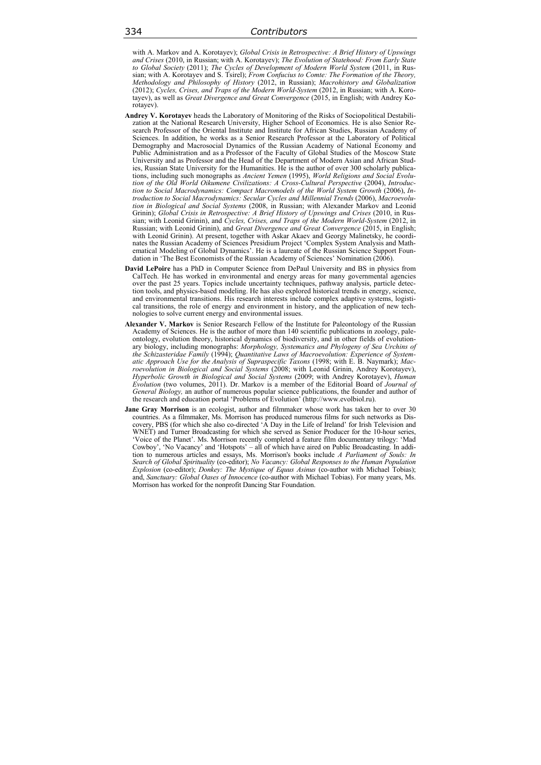with A. Markov and A. Korotayev); *Global Crisis in Retrospective: A Brief History of Upswings and Crises* (2010, in Russian; with A. Korotayev); *The Evolution of Statehood: From Early State to Global Society* (2011); *The Cycles of Development of Modern World System* (2011, in Russian; with A. Korotayev and S. Tsirel); *From Confucius to Comte: The Formation of the Theory, Methodology and Philosophy of History* (2012, in Russian); *Macrohistory and Globalization* (2012); *Cycles, Crises, and Traps of the Modern World-System* (2012, in Russian; with A. Korotayev), as well as *Great Divergence and Great Convergence* (2015, in English; with Andrey Korotayev).

**Andrey V. Korotayev** heads the Laboratory of Monitoring of the Risks of Sociopolitical Destabilization at the National Research University, Higher School of Economics. He is also Senior Research Professor of the Oriental Institute and Institute for African Studies, Russian Academy of Sciences. In addition, he works as a Senior Research Professor at the Laboratory of Political Demography and Macrosocial Dynamics of the Russian Academy of National Economy and Public Administration and as a Professor of the Faculty of Global Studies of the Moscow State University and as Professor and the Head of the Department of Modern Asian and African Studies, Russian State University for the Humanities. He is the author of over 300 scholarly publications, including such monographs as *Ancient Yemen* (1995), *World Religions and Social Evolution of the Old World Oikumene Civilizations: A Cross-Cultural Perspective* (2004), *Introduction to Social Macrodynamics: Compact Macromodels of the World System Growth* (2006), *Introduction to Social Macrodynamics: Secular Cycles and Millennial Trends* (2006), *Macroevolution in Biological and Social Systems* (2008, in Russian; with Alexander Markov and Leonid Grinin); *Global Crisis in Retrospective: A Brief History of Upswings and Crises* (2010, in Russian; with Leonid Grinin), and *Cycles, Crises, and Traps of the Modern World-System* (2012, in Russian; with Leonid Grinin), and *Great Divergence and Great Convergence* (2015, in English; with Leonid Grinin). At present, together with Askar Akaev and Georgy Malinetsky, he coordinates the Russian Academy of Sciences Presidium Project 'Complex System Analysis and Mathematical Modeling of Global Dynamics'. He is a laureate of the Russian Science Support Foundation in 'The Best Economists of the Russian Academy of Sciences' Nomination (2006).

**David LePoire** has a PhD in Computer Science from DePaul University and BS in physics from CalTech. He has worked in environmental and energy areas for many governmental agencies over the past 25 years. Topics include uncertainty techniques, pathway analysis, particle detection tools, and physics-based modeling. He has also explored historical trends in energy, science, and environmental transitions. His research interests include complex adaptive systems, logistical transitions, the role of energy and environment in history, and the application of new technologies to solve current energy and environmental issues.

**Alexander V. Markov** is Senior Research Fellow of the Institute for Paleontology of the Russian Academy of Sciences. He is the author of more than 140 scientific publications in zoology, paleontology, evolution theory, historical dynamics of biodiversity, and in other fields of evolutionary biology, including monographs: *Morphology, Systematics and Phylogeny of Sea Urchins of the Schizasteridae Family* (1994); *Quantitative Laws of Macroevolution: Experience of Systematic Approach Use for the Analysis of Supraspecific Taxons* (1998; with E. B. Naymark); *Macroevolution in Biological and Social Systems* (2008; with Leonid Grinin, Andrey Korotayev), *Hyperbolic Growth in Biological and Social Systems* (2009; with Andrey Korotayev), *Human Evolution* (two volumes, 2011). Dr. Markov is a member of the Editorial Board of *Journal of General Biology,* an author of numerous popular science publications, the founder and author of the research and education portal 'Problems of Evolution' (http://www.evolbiol.ru).

**Jane Gray Morrison** is an ecologist, author and filmmaker whose work has taken her to over 30 countries. As a filmmaker, Ms. Morrison has produced numerous films for such networks as Discovery, PBS (for which she also co-directed 'A Day in the Life of Ireland' for Irish Television and WNET) and Turner Broadcasting for which she served as Senior Producer for the 10-hour series, 'Voice of the Planet'. Ms. Morrison recently completed a feature film documentary trilogy: 'Mad Cowboy', 'No Vacancy' and 'Hotspots' – all of which have aired on Public Broadcasting. In addition to numerous articles and essays, Ms. Morrison's books include *A Parliament of Souls: In Search of Global Spirituality* (co-editor); *No Vacancy: Global Responses to the Human Population Explosion* (co-editor); *Donkey: The Mystique of Equus Asinus* (co-author with Michael Tobias); and, *Sanctuary: Global Oases of Innocence* (co-author with Michael Tobias). For many years, Ms. Morrison has worked for the nonprofit Dancing Star Foundation.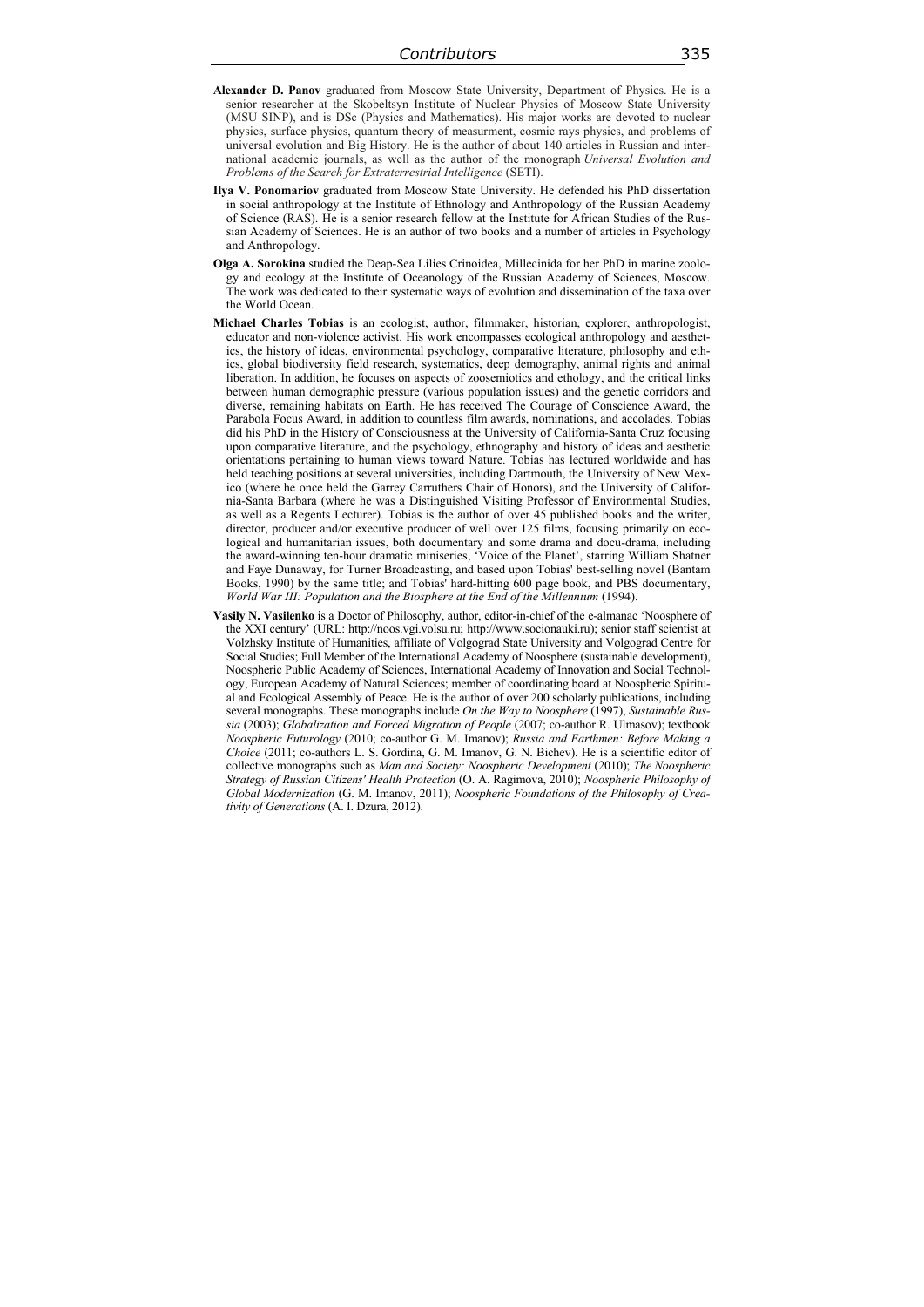**Alexander D. Panov** graduated from Moscow State University, Department of Physics. He is a senior researcher at the Skobeltsyn Institute of Nuclear Physics of Moscow State University (MSU SINP), and is DSc (Physics and Mathematics). His major works are devoted to nuclear physics, surface physics, quantum theory of measurment, cosmic rays physics, and problems of universal evolution and Big History. He is the author of about 140 articles in Russian and international academic journals, as well as the author of the monograph *Universal Evolution and Problems of the Search for Extraterrestrial Intelligence* (SETI).

**Ilya V. Ponomariov** graduated from Moscow State University. He defended his PhD dissertation in social anthropology at the Institute of Ethnology and Anthropology of the Russian Academy of Science (RAS). He is a senior research fellow at the Institute for African Studies of the Russian Academy of Sciences. He is an author of two books and a number of articles in Psychology and Anthropology.

**Olga A. Sorokina** studied the Deap-Sea Lilies Crinoidea, Millecinida for her PhD in marine zoology and ecology at the Institute of Oceanology of the Russian Academy of Sciences, Moscow. The work was dedicated to their systematic ways of evolution and dissemination of the taxa over the World Ocean.

**Michael Charles Tobias** is an ecologist, author, filmmaker, historian, explorer, anthropologist, educator and non-violence activist. His work encompasses ecological anthropology and aesthetics, the history of ideas, environmental psychology, comparative literature, philosophy and ethics, global biodiversity field research, systematics, deep demography, animal rights and animal liberation. In addition, he focuses on aspects of zoosemiotics and ethology, and the critical links between human demographic pressure (various population issues) and the genetic corridors and diverse, remaining habitats on Earth. He has received The Courage of Conscience Award, the Parabola Focus Award, in addition to countless film awards, nominations, and accolades. Tobias did his PhD in the History of Consciousness at the University of California-Santa Cruz focusing upon comparative literature, and the psychology, ethnography and history of ideas and aesthetic orientations pertaining to human views toward Nature. Tobias has lectured worldwide and has held teaching positions at several universities, including Dartmouth, the University of New Mexico (where he once held the Garrey Carruthers Chair of Honors), and the University of California-Santa Barbara (where he was a Distinguished Visiting Professor of Environmental Studies, as well as a Regents Lecturer). Tobias is the author of over 45 published books and the writer, director, producer and/or executive producer of well over 125 films, focusing primarily on ecological and humanitarian issues, both documentary and some drama and docu-drama, including the award-winning ten-hour dramatic miniseries, 'Voice of the Planet', starring William Shatner and Faye Dunaway, for Turner Broadcasting, and based upon Tobias' best-selling novel (Bantam Books, 1990) by the same title; and Tobias' hard-hitting 600 page book, and PBS documentary, *World War III: Population and the Biosphere at the End of the Millennium* (1994).

**Vasily N. Vasilenko** is a Doctor of Philosophy, author, editor-in-chief of the e-almanac 'Noosphere of the XXI century' (URL: http://noos.vgi.volsu.ru; http://www.socionauki.ru); senior staff scientist at Volzhsky Institute of Humanities, affiliate of Volgograd State University and Volgograd Centre for Social Studies; Full Member of the International Academy of Noosphere (sustainable development), Noospheric Public Academy of Sciences, International Academy of Innovation and Social Technology, European Academy of Natural Sciences; member of coordinating board at Noospheric Spiritual and Ecological Assembly of Peace. He is the author of over 200 scholarly publications, including several monographs. These monographs include *On the Way to Noosphere* (1997), *Sustainable Russia* (2003); *Globalization and Forced Migration of People* (2007; co-author R. Ulmasov); textbook *Noospheric Futurology* (2010; co-author G. M. Imanov); *Russia and Earthmen: Before Making a Choice* (2011; co-authors L. S. Gordina, G. M. Imanov, G. N. Bichev). He is a scientific editor of collective monographs such as *Man and Society: Noospheric Development* (2010); *The Noospheric Strategy of Russian Citizens' Health Protection* (O. A. Ragimova, 2010); *Noospheric Philosophy of Global Modernization* (G. M. Imanov, 2011); *Noospheric Foundations of the Philosophy of Creativity of Generations* (A. I. Dzura, 2012).